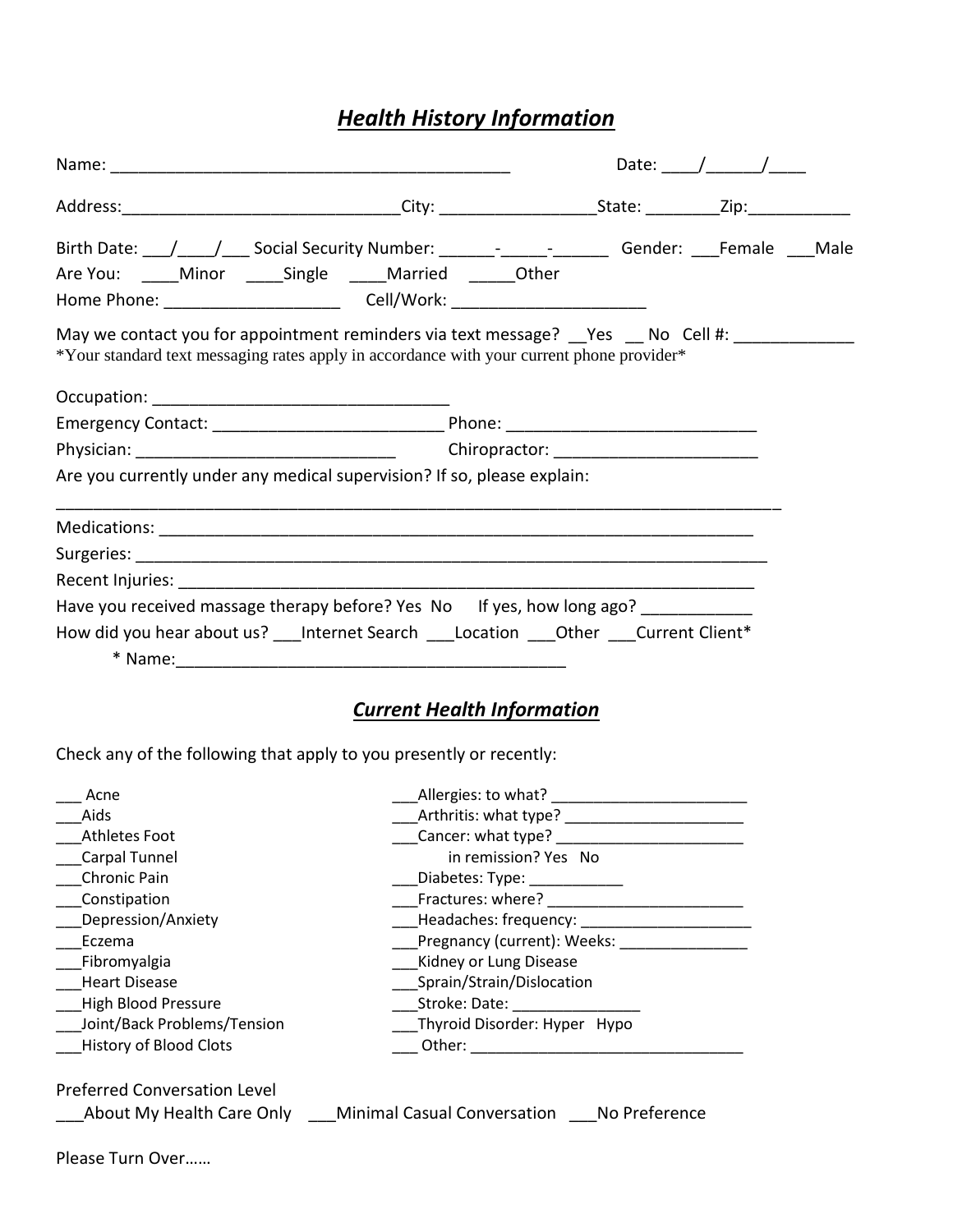## ***Health History Information***

Name: ___________________________________________ Date: ____/______/____

Address:______________________________City: _________________State: ________Zip:___________

Birth Date: ___/____/___ Social Security Number: ______-_____-______ Gender: ___Female ___Male

Are You: ____Minor ____Single ____Married _____Other

Home Phone: ___________________ Cell/Work: _____________________

May we contact you for appointment reminders via text message? __Yes __ No Cell #: _____________

*Your standard text messaging rates apply in accordance with your current phone provider*

Occupation: ________________________________

Emergency Contact: _________________________ Phone: ___________________________

Physician: ____________________________ Chiropractor: ______________________

Are you currently under any medical supervision? If so, please explain:

_______________________________________________________________________________

Medications: _________________________________________________________________

Surgeries: ____________________________________________________________________

Recent Injuries: _______________________________________________________________

Have you received massage therapy before? Yes No If yes, how long ago? ____________

How did you hear about us? ___Internet Search ___Location ___Other ___Current Client*

* Name:__________________________________________

## ***Current Health Information***

Check any of the following that apply to you presently or recently:

___ Acne
___Aids
___Athletes Foot
___Carpal Tunnel
___Chronic Pain
___Constipation
___Depression/Anxiety
___Eczema
___Fibromyalgia
___Heart Disease
___High Blood Pressure
___Joint/Back Problems/Tension
___History of Blood Clots

___Allergies: to what? _______________________
___Arthritis: what type? _____________________
___Cancer: what type? ______________________
in remission? Yes No
___Diabetes: Type: ___________
___Fractures: where? _______________________
___Headaches: frequency: ____________________
___Pregnancy (current): Weeks: _______________
___Kidney or Lung Disease
___Sprain/Strain/Dislocation
___Stroke: Date: _______________
___Thyroid Disorder: Hyper Hypo
___ Other: ________________________________

Preferred Conversation Level

___About My Health Care Only ___Minimal Casual Conversation ___No Preference

Please Turn Over……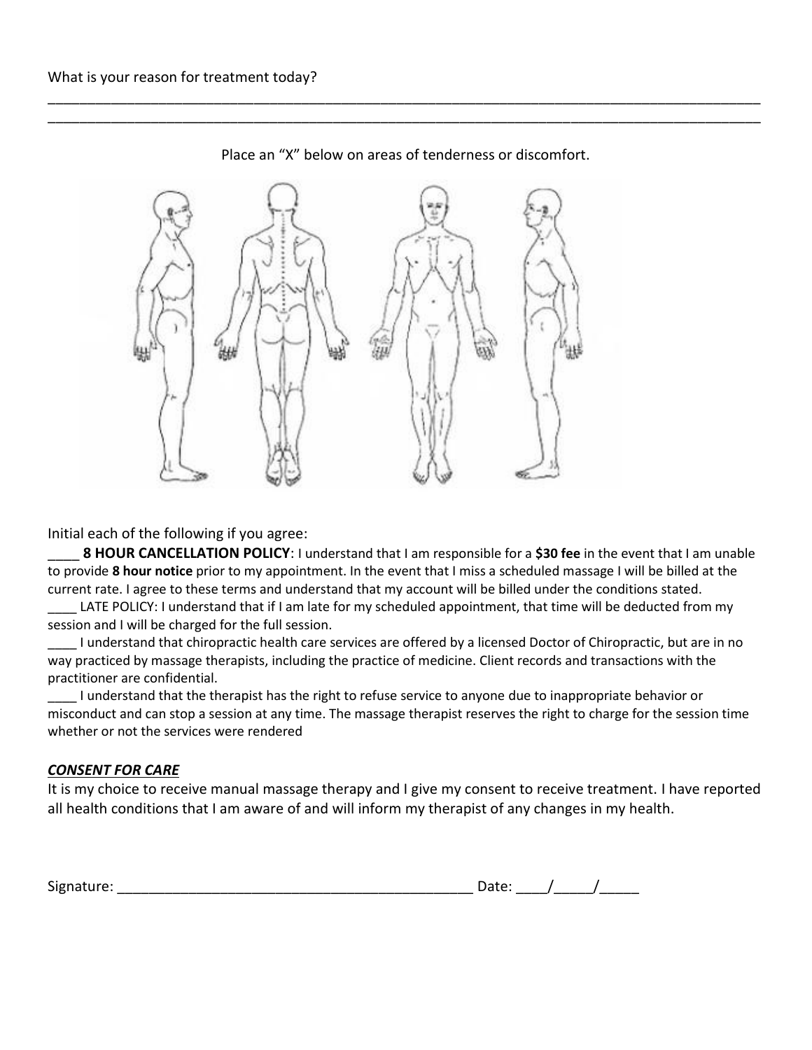What is your reason for treatment today?

______________________________________________________________________________________________

______________________________________________________________________________________________

Place an "X" below on areas of tenderness or discomfort.

Initial each of the following if you agree:

____ **8 HOUR CANCELLATION POLICY**: I understand that I am responsible for a **$30 fee** in the event that I am unable to provide **8 hour notice** prior to my appointment. In the event that I miss a scheduled massage I will be billed at the current rate. I agree to these terms and understand that my account will be billed under the conditions stated.

____ LATE POLICY: I understand that if I am late for my scheduled appointment, that time will be deducted from my session and I will be charged for the full session.

____ I understand that chiropractic health care services are offered by a licensed Doctor of Chiropractic, but are in no way practiced by massage therapists, including the practice of medicine. Client records and transactions with the practitioner are confidential.

____ I understand that the therapist has the right to refuse service to anyone due to inappropriate behavior or misconduct and can stop a session at any time. The massage therapist reserves the right to charge for the session time whether or not the services were rendered

***CONSENT FOR CARE***

It is my choice to receive manual massage therapy and I give my consent to receive treatment. I have reported all health conditions that I am aware of and will inform my therapist of any changes in my health.

Signature: ______________________________________________ Date: ____/_____/_____